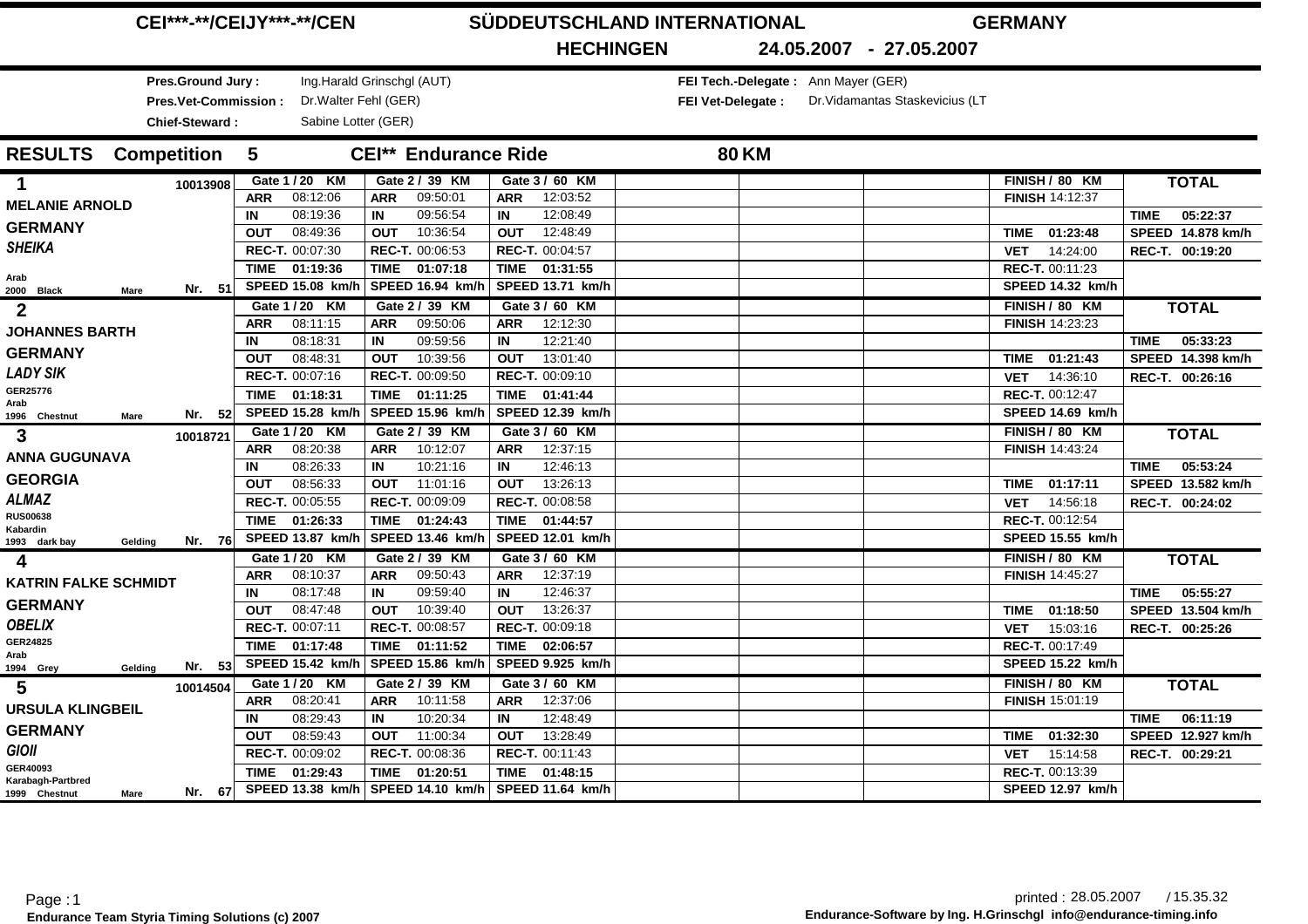# CEI***-**/CEIJY***-**/CEN — SÜDDEUTSCHLAND INTERNATIONAL — GERMANY

## HECHINGEN 24.05.2007 - 27.05.2007

**Pres.Ground Jury :** Ing.Harald Grinschgl (AUT)
**Pres.Vet-Commission :** Dr.Walter Fehl (GER)
**Chief-Steward :** Sabine Lotter (GER)
**FEI Tech.-Delegate :** Ann Mayer (GER)
**FEI Vet-Delegate :** Dr.Vidamantas Staskevicius (LT

## RESULTS Competition 5 CEI** Endurance Ride 80 KM

| Rider / Horse | Gate 1 / 20 KM | Gate 2 / 39 KM | Gate 3 / 60 KM | FINISH / 80 KM | TOTAL |
|---|---|---|---|---|---|
| **1** — 10013908 | | | | | |
| **MELANIE ARNOLD** | ARR 08:12:06 | ARR 09:50:01 | ARR 12:03:52 | FINISH 14:12:37 | |
| **GERMANY** | IN 08:19:36 | IN 09:56:54 | IN 12:08:49 | | TIME 05:22:37 |
| ***SHEIKA*** | OUT 08:49:36 | OUT 10:36:54 | OUT 12:48:49 | TIME 01:23:48 | SPEED 14.878 km/h |
| | REC-T. 00:07:30 | REC-T. 00:06:53 | REC-T. 00:04:57 | VET 14:24:00 | REC-T. 00:19:20 |
| Arab | TIME 01:19:36 | TIME 01:07:18 | TIME 01:31:55 | REC-T. 00:11:23 | |
| 2000 Black Mare Nr. 51 | SPEED 15.08 km/h | SPEED 16.94 km/h | SPEED 13.71 km/h | SPEED 14.32 km/h | |
| **2** | | | | | |
| **JOHANNES BARTH** | ARR 08:11:15 | ARR 09:50:06 | ARR 12:12:30 | FINISH 14:23:23 | |
| **GERMANY** | IN 08:18:31 | IN 09:59:56 | IN 12:21:40 | | TIME 05:33:23 |
| ***LADY SIK*** | OUT 08:48:31 | OUT 10:39:56 | OUT 13:01:40 | TIME 01:21:43 | SPEED 14.398 km/h |
| GER25776 | REC-T. 00:07:16 | REC-T. 00:09:50 | REC-T. 00:09:10 | VET 14:36:10 | REC-T. 00:26:16 |
| Arab | TIME 01:18:31 | TIME 01:11:25 | TIME 01:41:44 | REC-T. 00:12:47 | |
| 1996 Chestnut Mare Nr. 52 | SPEED 15.28 km/h | SPEED 15.96 km/h | SPEED 12.39 km/h | SPEED 14.69 km/h | |
| **3** — 10018721 | | | | | |
| **ANNA GUGUNAVA** | ARR 08:20:38 | ARR 10:12:07 | ARR 12:37:15 | FINISH 14:43:24 | |
| **GEORGIA** | IN 08:26:33 | IN 10:21:16 | IN 12:46:13 | | TIME 05:53:24 |
| ***ALMAZ*** | OUT 08:56:33 | OUT 11:01:16 | OUT 13:26:13 | TIME 01:17:11 | SPEED 13.582 km/h |
| RUS00638 | REC-T. 00:05:55 | REC-T. 00:09:09 | REC-T. 00:08:58 | VET 14:56:18 | REC-T. 00:24:02 |
| Kabardin | TIME 01:26:33 | TIME 01:24:43 | TIME 01:44:57 | REC-T. 00:12:54 | |
| 1993 dark bay Gelding Nr. 76 | SPEED 13.87 km/h | SPEED 13.46 km/h | SPEED 12.01 km/h | SPEED 15.55 km/h | |
| **4** | | | | | |
| **KATRIN FALKE SCHMIDT** | ARR 08:10:37 | ARR 09:50:43 | ARR 12:37:19 | FINISH 14:45:27 | |
| **GERMANY** | IN 08:17:48 | IN 09:59:40 | IN 12:46:37 | | TIME 05:55:27 |
| ***OBELIX*** | OUT 08:47:48 | OUT 10:39:40 | OUT 13:26:37 | TIME 01:18:50 | SPEED 13.504 km/h |
| GER24825 | REC-T. 00:07:11 | REC-T. 00:08:57 | REC-T. 00:09:18 | VET 15:03:16 | REC-T. 00:25:26 |
| Arab | TIME 01:17:48 | TIME 01:11:52 | TIME 02:06:57 | REC-T. 00:17:49 | |
| 1994 Grey Gelding Nr. 53 | SPEED 15.42 km/h | SPEED 15.86 km/h | SPEED 9.925 km/h | SPEED 15.22 km/h | |
| **5** — 10014504 | | | | | |
| **URSULA KLINGBEIL** | ARR 08:20:41 | ARR 10:11:58 | ARR 12:37:06 | FINISH 15:01:19 | |
| **GERMANY** | IN 08:29:43 | IN 10:20:34 | IN 12:48:49 | | TIME 06:11:19 |
| ***GIOII*** | OUT 08:59:43 | OUT 11:00:34 | OUT 13:28:49 | TIME 01:32:30 | SPEED 12.927 km/h |
| GER40093 | REC-T. 00:09:02 | REC-T. 00:08:36 | REC-T. 00:11:43 | VET 15:14:58 | REC-T. 00:29:21 |
| Karabagh-Partbred | TIME 01:29:43 | TIME 01:20:51 | TIME 01:48:15 | REC-T. 00:13:39 | |
| 1999 Chestnut Mare Nr. 67 | SPEED 13.38 km/h | SPEED 14.10 km/h | SPEED 11.64 km/h | SPEED 12.97 km/h | |

Page : 1
Endurance Team Styria Timing Solutions (c) 2007

printed : 28.05.2007 / 15.35.32
Endurance-Software by Ing. H.Grinschgl info@endurance-timing.info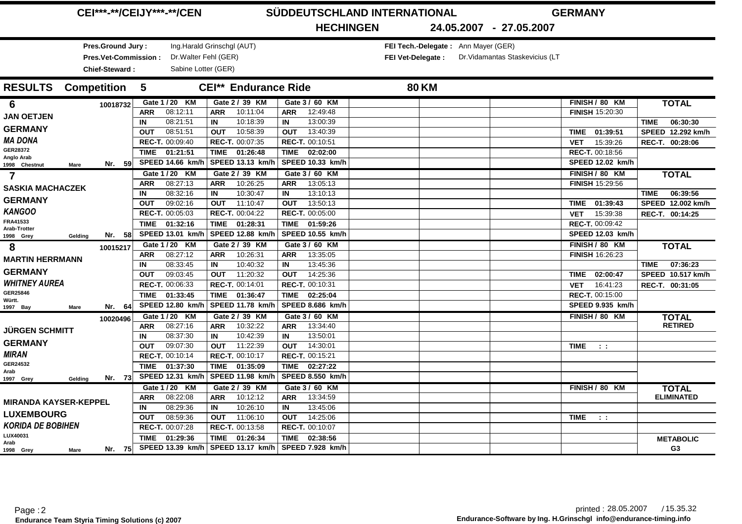# CEI***-**/CEIJY***-**/CEN SÜDDEUTSCHLAND INTERNATIONAL GERMANY

## HECHINGEN 24.05.2007 - 27.05.2007

**Pres.Ground Jury :** Ing.Harald Grinschgl (AUT)
**Pres.Vet-Commission :** Dr.Walter Fehl (GER)
**Chief-Steward :** Sabine Lotter (GER)

**FEI Tech.-Delegate :** Ann Mayer (GER)
**FEI Vet-Delegate :** Dr.Vidamantas Staskevicius (LT

## RESULTS Competition 5 CEI** Endurance Ride 80 KM

| Rider / Horse | Gate 1 / 20 KM | Gate 2 / 39 KM | Gate 3 / 60 KM | FINISH / 80 KM | TOTAL |
|---|---|---|---|---|---|
| **6** 10018732 | ARR 08:12:11 | ARR 10:11:04 | ARR 12:49:48 | FINISH 15:20:30 | |
| **JAN OETJEN** | IN 08:21:51 | IN 10:18:39 | IN 13:00:39 | | TIME 06:30:30 |
| **GERMANY** | OUT 08:51:51 | OUT 10:58:39 | OUT 13:40:39 | TIME 01:39:51 | SPEED 12.292 km/h |
| ***MA DONA*** | REC-T. 00:09:40 | REC-T. 00:07:35 | REC-T. 00:10:51 | VET 15:39:26 | REC-T. 00:28:06 |
| GER28372 Anglo Arab | TIME 01:21:51 | TIME 01:26:48 | TIME 02:02:00 | REC-T. 00:18:56 | |
| 1998 Chestnut Mare Nr. 59 | SPEED 14.66 km/h | SPEED 13.13 km/h | SPEED 10.33 km/h | SPEED 12.02 km/h | |
| **7** | ARR 08:27:13 | ARR 10:26:25 | ARR 13:05:13 | FINISH 15:29:56 | |
| **SASKIA MACHACZEK** | IN 08:32:16 | IN 10:30:47 | IN 13:10:13 | | TIME 06:39:56 |
| **GERMANY** | OUT 09:02:16 | OUT 11:10:47 | OUT 13:50:13 | TIME 01:39:43 | SPEED 12.002 km/h |
| ***KANGOO*** | REC-T. 00:05:03 | REC-T. 00:04:22 | REC-T. 00:05:00 | VET 15:39:38 | REC-T. 00:14:25 |
| FRA41533 Arab-Trotter | TIME 01:32:16 | TIME 01:28:31 | TIME 01:59:26 | REC-T. 00:09:42 | |
| 1998 Grey Gelding Nr. 58 | SPEED 13.01 km/h | SPEED 12.88 km/h | SPEED 10.55 km/h | SPEED 12.03 km/h | |
| **8** 10015217 | ARR 08:27:12 | ARR 10:26:31 | ARR 13:35:05 | FINISH 16:26:23 | |
| **MARTIN HERRMANN** | IN 08:33:45 | IN 10:40:32 | IN 13:45:36 | | TIME 07:36:23 |
| **GERMANY** | OUT 09:03:45 | OUT 11:20:32 | OUT 14:25:36 | TIME 02:00:47 | SPEED 10.517 km/h |
| ***WHITNEY AUREA*** | REC-T. 00:06:33 | REC-T. 00:14:01 | REC-T. 00:10:31 | VET 16:41:23 | REC-T. 00:31:05 |
| GER25846 Württ. | TIME 01:33:45 | TIME 01:36:47 | TIME 02:25:04 | REC-T. 00:15:00 | |
| 1997 Bay Mare Nr. 64 | SPEED 12.80 km/h | SPEED 11.78 km/h | SPEED 8.686 km/h | SPEED 9.935 km/h | |
| 10020496 | ARR 08:27:16 | ARR 10:32:22 | ARR 13:34:40 | | **TOTAL RETIRED** |
| **JÜRGEN SCHMITT** | IN 08:37:30 | IN 10:42:39 | IN 13:50:01 | | |
| **GERMANY** | OUT 09:07:30 | OUT 11:22:39 | OUT 14:30:01 | TIME : : | |
| ***MIRAN*** | REC-T. 00:10:14 | REC-T. 00:10:17 | REC-T. 00:15:21 | | |
| GER24532 Arab | TIME 01:37:30 | TIME 01:35:09 | TIME 02:27:22 | | |
| 1997 Grey Gelding Nr. 73 | SPEED 12.31 km/h | SPEED 11.98 km/h | SPEED 8.550 km/h | | |
| | ARR 08:22:08 | ARR 10:12:12 | ARR 13:34:59 | | **TOTAL ELIMINATED** |
| **MIRANDA KAYSER-KEPPEL** | IN 08:29:36 | IN 10:26:10 | IN 13:45:06 | | |
| **LUXEMBOURG** | OUT 08:59:36 | OUT 11:06:10 | OUT 14:25:06 | TIME : : | |
| ***KORIDA DE BOBIHEN*** | REC-T. 00:07:28 | REC-T. 00:13:58 | REC-T. 00:10:07 | | |
| LUX40031 Arab | TIME 01:29:36 | TIME 01:26:34 | TIME 02:38:56 | | METABOLIC |
| 1998 Grey Mare Nr. 75 | SPEED 13.39 km/h | SPEED 13.17 km/h | SPEED 7.928 km/h | | G3 |

Endurance Team Styria Timing Solutions (c) 2007

printed : 28.05.2007 / 15.35.32

Endurance-Software by Ing. H.Grinschgl info@endurance-timing.info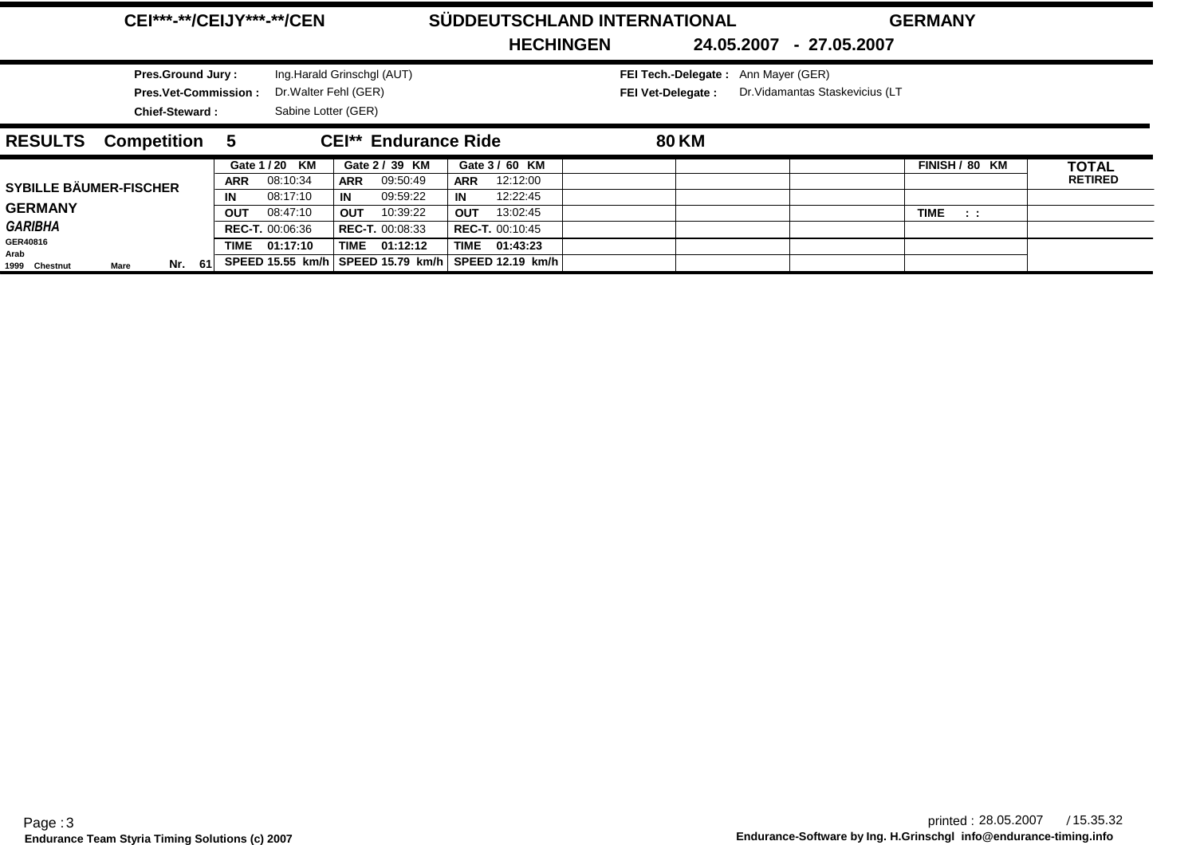# CEI***-**/CEIJY***-**/CEN SÜDDEUTSCHLAND INTERNATIONAL GERMANY

**HECHINGEN 24.05.2007 - 27.05.2007**

**Pres.Ground Jury :** Ing.Harald Grinschgl (AUT)
**Pres.Vet-Commission :** Dr.Walter Fehl (GER)
**Chief-Steward :** Sabine Lotter (GER)

**FEI Tech.-Delegate :** Ann Mayer (GER)
**FEI Vet-Delegate :** Dr.Vidamantas Staskevicius (LT

## RESULTS Competition 5 CEI** Endurance Ride 80 KM

| Rider / Horse | Gate 1 / 20 KM | Gate 2 / 39 KM | Gate 3 / 60 KM | | | | FINISH / 80 KM | TOTAL |
|---|---|---|---|---|---|---|---|---|
| **SYBILLE BÄUMER-FISCHER** | ARR 08:10:34 | ARR 09:50:49 | ARR 12:12:00 | | | | | RETIRED |
| **GERMANY** | IN 08:17:10 | IN 09:59:22 | IN 12:22:45 | | | | | |
| ***GARIBHA*** | OUT 08:47:10 | OUT 10:39:22 | OUT 13:02:45 | | | | TIME : : | |
| GER40816 | REC-T. 00:06:36 | REC-T. 00:08:33 | REC-T. 00:10:45 | | | | | |
| Arab | TIME 01:17:10 | TIME 01:12:12 | TIME 01:43:23 | | | | | |
| 1999 Chestnut Mare Nr. 61 | SPEED 15.55 km/h | SPEED 15.79 km/h | SPEED 12.19 km/h | | | | | |

printed : 28.05.2007 / 15.35.32

Endurance Team Styria Timing Solutions (c) 2007

Endurance-Software by Ing. H.Grinschgl info@endurance-timing.info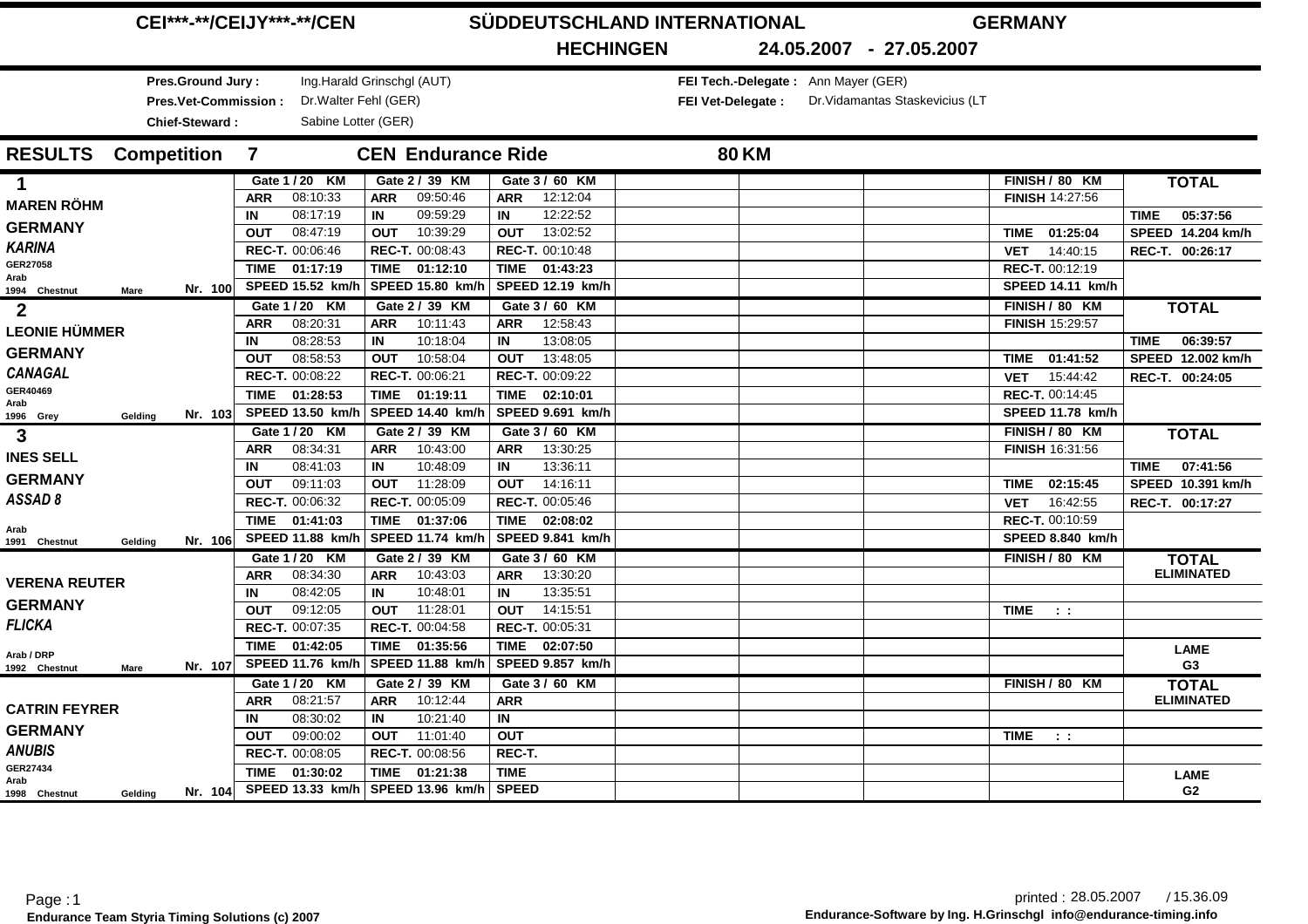# CEI***-**/CEIJY***-**/CEN SÜDDEUTSCHLAND INTERNATIONAL GERMANY

## HECHINGEN 24.05.2007 - 27.05.2007

**Pres.Ground Jury :** Ing.Harald Grinschgl (AUT)
**Pres.Vet-Commission :** Dr.Walter Fehl (GER)
**Chief-Steward :** Sabine Lotter (GER)
**FEI Tech.-Delegate :** Ann Mayer (GER)
**FEI Vet-Delegate :** Dr.Vidamantas Staskevicius (LT

## RESULTS Competition 7 CEN Endurance Ride 80 KM

| Rider / Horse | Gate 1 / 20 KM | Gate 2 / 39 KM | Gate 3 / 60 KM | FINISH / 80 KM | TOTAL |
|---|---|---|---|---|---|
| **1** MAREN RÖHM, GERMANY, *KARINA*, GER27058, Arab, 1994 Chestnut Mare, Nr. 100 | ARR 08:10:33<br>IN 08:17:19<br>OUT 08:47:19<br>REC-T. 00:06:46<br>TIME 01:17:19<br>SPEED 15.52 km/h | ARR 09:50:46<br>IN 09:59:29<br>OUT 10:39:29<br>REC-T. 00:08:43<br>TIME 01:12:10<br>SPEED 15.80 km/h | ARR 12:12:04<br>IN 12:22:52<br>OUT 13:02:52<br>REC-T. 00:10:48<br>TIME 01:43:23<br>SPEED 12.19 km/h | FINISH 14:27:56<br>TIME 01:25:04<br>VET 14:40:15<br>REC-T. 00:12:19<br>SPEED 14.11 km/h | TIME 05:37:56<br>SPEED 14.204 km/h<br>REC-T. 00:26:17 |
| **2** LEONIE HÜMMER, GERMANY, *CANAGAL*, GER40469, Arab, 1996 Grey Gelding, Nr. 103 | ARR 08:20:31<br>IN 08:28:53<br>OUT 08:58:53<br>REC-T. 00:08:22<br>TIME 01:28:53<br>SPEED 13.50 km/h | ARR 10:11:43<br>IN 10:18:04<br>OUT 10:58:04<br>REC-T. 00:06:21<br>TIME 01:19:11<br>SPEED 14.40 km/h | ARR 12:58:43<br>IN 13:08:05<br>OUT 13:48:05<br>REC-T. 00:09:22<br>TIME 02:10:01<br>SPEED 9.691 km/h | FINISH 15:29:57<br>TIME 01:41:52<br>VET 15:44:42<br>REC-T. 00:14:45<br>SPEED 11.78 km/h | TIME 06:39:57<br>SPEED 12.002 km/h<br>REC-T. 00:24:05 |
| **3** INES SELL, GERMANY, *ASSAD 8*, Arab, 1991 Chestnut Gelding, Nr. 106 | ARR 08:34:31<br>IN 08:41:03<br>OUT 09:11:03<br>REC-T. 00:06:32<br>TIME 01:41:03<br>SPEED 11.88 km/h | ARR 10:43:00<br>IN 10:48:09<br>OUT 11:28:09<br>REC-T. 00:05:09<br>TIME 01:37:06<br>SPEED 11.74 km/h | ARR 13:30:25<br>IN 13:36:11<br>OUT 14:16:11<br>REC-T. 00:05:46<br>TIME 02:08:02<br>SPEED 9.841 km/h | FINISH 16:31:56<br>TIME 02:15:45<br>VET 16:42:55<br>REC-T. 00:10:59<br>SPEED 8.840 km/h | TIME 07:41:56<br>SPEED 10.391 km/h<br>REC-T. 00:17:27 |
| VERENA REUTER, GERMANY, *FLICKA*, Arab / DRP, 1992 Chestnut Mare, Nr. 107 | ARR 08:34:30<br>IN 08:42:05<br>OUT 09:12:05<br>REC-T. 00:07:35<br>TIME 01:42:05<br>SPEED 11.76 km/h | ARR 10:43:03<br>IN 10:48:01<br>OUT 11:28:01<br>REC-T. 00:04:58<br>TIME 01:35:56<br>SPEED 11.88 km/h | ARR 13:30:20<br>IN 13:35:51<br>OUT 14:15:51<br>REC-T. 00:05:31<br>TIME 02:07:50<br>SPEED 9.857 km/h | TIME : : | ELIMINATED<br>LAME G3 |
| CATRIN FEYRER, GERMANY, *ANUBIS*, GER27434, Arab, 1998 Chestnut Gelding, Nr. 104 | ARR 08:21:57<br>IN 08:30:02<br>OUT 09:00:02<br>REC-T. 00:08:05<br>TIME 01:30:02<br>SPEED 13.33 km/h | ARR 10:12:44<br>IN 10:21:40<br>OUT 11:01:40<br>REC-T. 00:08:56<br>TIME 01:21:38<br>SPEED 13.96 km/h | ARR<br>IN<br>OUT<br>REC-T.<br>TIME<br>SPEED | TIME : : | ELIMINATED<br>LAME G2 |

Endurance Team Styria Timing Solutions (c) 2007

printed : 28.05.2007 / 15.36.09

Endurance-Software by Ing. H.Grinschgl info@endurance-timing.info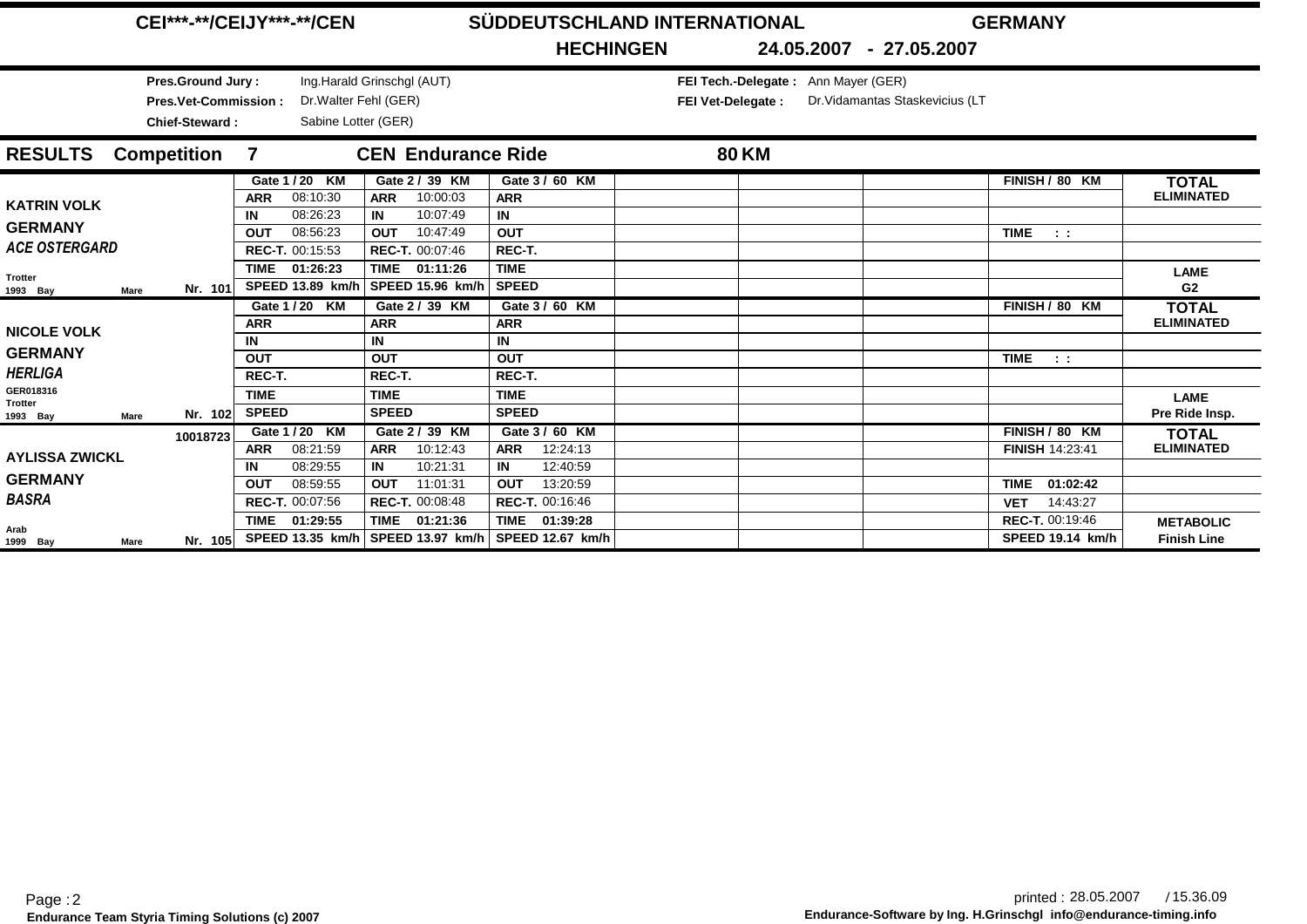# CEI***-**/CEIJY***-**/CEN SÜDDEUTSCHLAND INTERNATIONAL GERMANY

## HECHINGEN 24.05.2007 - 27.05.2007

**Pres.Ground Jury :** Ing.Harald Grinschgl (AUT)
**Pres.Vet-Commission :** Dr.Walter Fehl (GER)
**Chief-Steward :** Sabine Lotter (GER)

**FEI Tech.-Delegate :** Ann Mayer (GER)
**FEI Vet-Delegate :** Dr.Vidamantas Staskevicius (LT

## RESULTS Competition 7 CEN Endurance Ride 80 KM

| Rider / Horse | Gate 1 / 20 KM | Gate 2 / 39 KM | Gate 3 / 60 KM | | | | FINISH / 80 KM | TOTAL |
|---|---|---|---|---|---|---|---|---|
| **KATRIN VOLK** | ARR 08:10:30 | ARR 10:00:03 | ARR | | | | | ELIMINATED |
| **GERMANY** | IN 08:26:23 | IN 10:07:49 | IN | | | | | |
| ***ACE OSTERGARD*** | OUT 08:56:23 | OUT 10:47:49 | OUT | | | | TIME : : | |
| | REC-T. 00:15:53 | REC-T. 00:07:46 | REC-T. | | | | | |
| Trotter | TIME 01:26:23 | TIME 01:11:26 | TIME | | | | | LAME |
| 1993 Bay Mare Nr. 101 | SPEED 13.89 km/h | SPEED 15.96 km/h | SPEED | | | | | G2 |
| **NICOLE VOLK** | ARR | ARR | ARR | | | | | ELIMINATED |
| **GERMANY** | IN | IN | IN | | | | | |
| ***HERLIGA*** | OUT | OUT | OUT | | | | TIME : : | |
| GER018316 | REC-T. | REC-T. | REC-T. | | | | | |
| Trotter | TIME | TIME | TIME | | | | | LAME |
| 1993 Bay Mare Nr. 102 | SPEED | SPEED | SPEED | | | | | Pre Ride Insp. |
| 10018723 **AYLISSA ZWICKL** | ARR 08:21:59 | ARR 10:12:43 | ARR 12:24:13 | | | | FINISH 14:23:41 | ELIMINATED |
| **GERMANY** | IN 08:29:55 | IN 10:21:31 | IN 12:40:59 | | | | | |
| ***BASRA*** | OUT 08:59:55 | OUT 11:01:31 | OUT 13:20:59 | | | | TIME 01:02:42 | |
| | REC-T. 00:07:56 | REC-T. 00:08:48 | REC-T. 00:16:46 | | | | VET 14:43:27 | |
| Arab | TIME 01:29:55 | TIME 01:21:36 | TIME 01:39:28 | | | | REC-T. 00:19:46 | METABOLIC |
| 1999 Bay Mare Nr. 105 | SPEED 13.35 km/h | SPEED 13.97 km/h | SPEED 12.67 km/h | | | | SPEED 19.14 km/h | Finish Line |

printed : 28.05.2007 / 15.36.09

Endurance Team Styria Timing Solutions (c) 2007

Endurance-Software by Ing. H.Grinschgl info@endurance-timing.info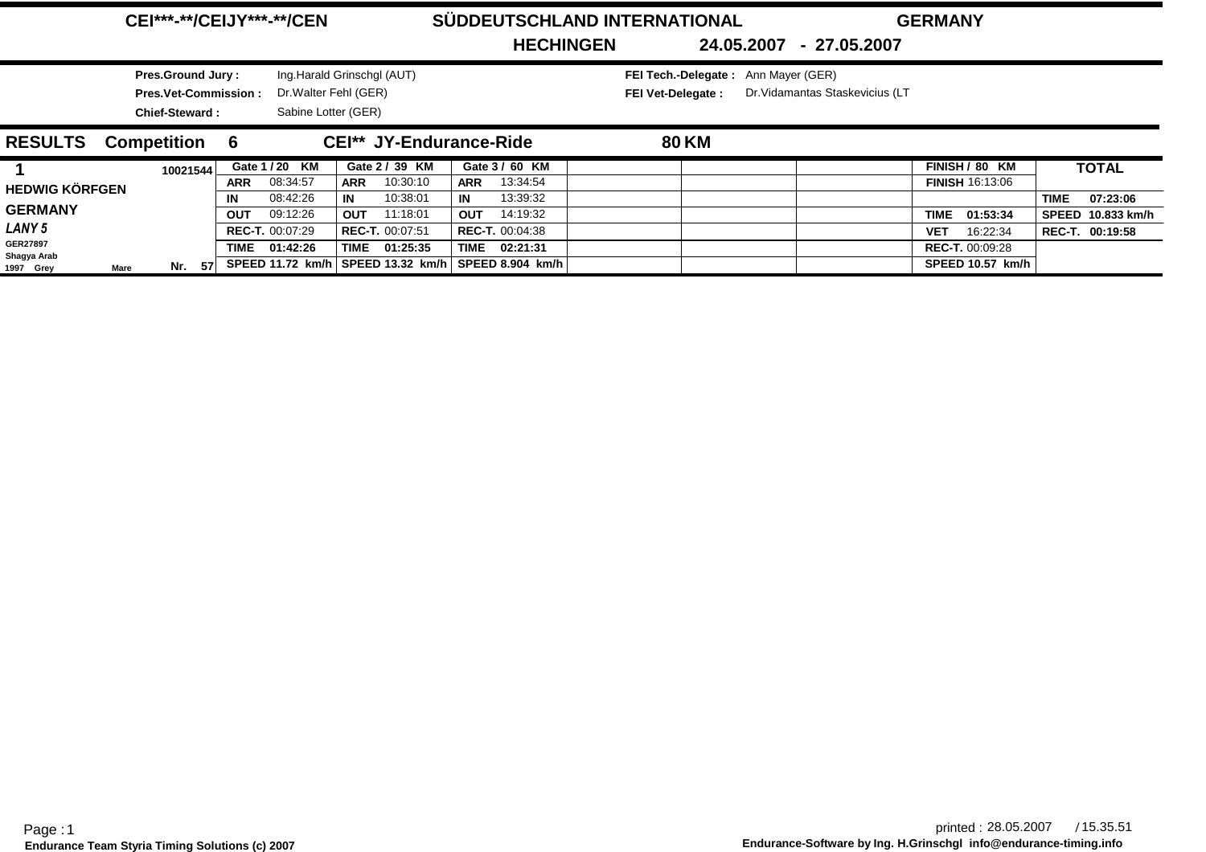# CEI***-**/CEIJY***-**/CEN SÜDDEUTSCHLAND INTERNATIONAL GERMANY

**HECHINGEN 24.05.2007 - 27.05.2007**

**Pres.Ground Jury :** Ing.Harald Grinschgl (AUT)
**Pres.Vet-Commission :** Dr.Walter Fehl (GER)
**Chief-Steward :** Sabine Lotter (GER)

**FEI Tech.-Delegate :** Ann Mayer (GER)
**FEI Vet-Delegate :** Dr.Vidamantas Staskevicius (LT

## RESULTS Competition 6 CEI** JY-Endurance-Ride 80 KM

| 1 | 10021544 | Gate 1 / 20 KM | Gate 2 / 39 KM | Gate 3 / 60 KM | | | | FINISH / 80 KM | TOTAL |
|---|---|---|---|---|---|---|---|---|---|
| HEDWIG KÖRFGEN | | ARR 08:34:57 | ARR 10:30:10 | ARR 13:34:54 | | | | FINISH 16:13:06 | |
| GERMANY | | IN 08:42:26 | IN 10:38:01 | IN 13:39:32 | | | | | TIME 07:23:06 |
| *LANY 5* | | OUT 09:12:26 | OUT 11:18:01 | OUT 14:19:32 | | | | TIME 01:53:34 | SPEED 10.833 km/h |
| GER27897 | | REC-T. 00:07:29 | REC-T. 00:07:51 | REC-T. 00:04:38 | | | | VET 16:22:34 | REC-T. 00:19:58 |
| Shagya Arab | | TIME 01:42:26 | TIME 01:25:35 | TIME 02:21:31 | | | | REC-T. 00:09:28 | |
| 1997 Grey Mare | Nr. 57 | SPEED 11.72 km/h | SPEED 13.32 km/h | SPEED 8.904 km/h | | | | SPEED 10.57 km/h | |

Page : 1
Endurance Team Styria Timing Solutions (c) 2007

printed : 28.05.2007 / 15.35.51
Endurance-Software by Ing. H.Grinschgl info@endurance-timing.info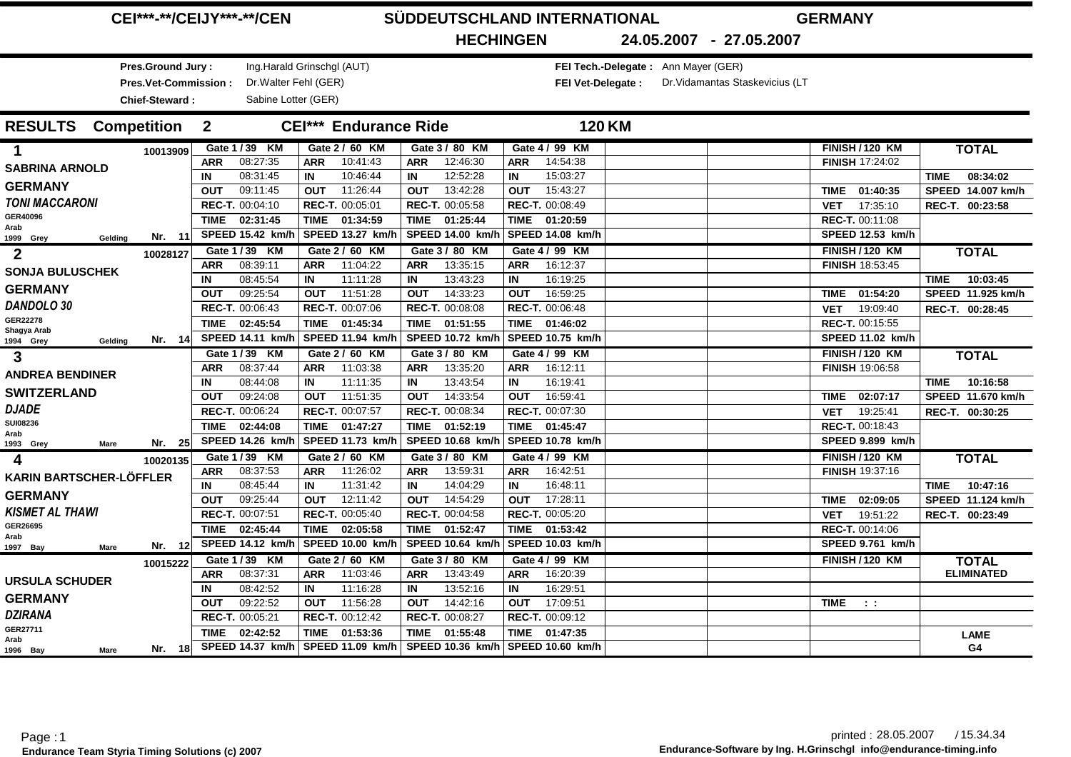# CEI***-**/CEIJY***-**/CEN — SÜDDEUTSCHLAND INTERNATIONAL — GERMANY

## HECHINGEN 24.05.2007 - 27.05.2007

**Pres.Ground Jury :** Ing.Harald Grinschgl (AUT)
**Pres.Vet-Commission :** Dr.Walter Fehl (GER)
**Chief-Steward :** Sabine Lotter (GER)
**FEI Tech.-Delegate :** Ann Mayer (GER)
**FEI Vet-Delegate :** Dr.Vidamantas Staskevicius (LT

## RESULTS Competition 2 CEI*** Endurance Ride 120 KM

| Rank / Rider | Gate 1 / 39 KM | Gate 2 / 60 KM | Gate 3 / 80 KM | Gate 4 / 99 KM | FINISH / 120 KM | TOTAL |
|---|---|---|---|---|---|---|
| **1** 10013909 | ARR 08:27:35 | ARR 10:41:43 | ARR 12:46:30 | ARR 14:54:38 | FINISH 17:24:02 | |
| SABRINA ARNOLD | IN 08:31:45 | IN 10:46:44 | IN 12:52:28 | IN 15:03:27 | | TIME 08:34:02 |
| GERMANY | OUT 09:11:45 | OUT 11:26:44 | OUT 13:42:28 | OUT 15:43:27 | TIME 01:40:35 | SPEED 14.007 km/h |
| *TONI MACCARONI* | REC-T. 00:04:10 | REC-T. 00:05:01 | REC-T. 00:05:58 | REC-T. 00:08:49 | VET 17:35:10 | REC-T. 00:23:58 |
| GER40096 Arab | TIME 02:31:45 | TIME 01:34:59 | TIME 01:25:44 | TIME 01:20:59 | REC-T. 00:11:08 | |
| 1999 Grey Gelding Nr. 11 | SPEED 15.42 km/h | SPEED 13.27 km/h | SPEED 14.00 km/h | SPEED 14.08 km/h | SPEED 12.53 km/h | |
| **2** 10028127 | ARR 08:39:11 | ARR 11:04:22 | ARR 13:35:15 | ARR 16:12:37 | FINISH 18:53:45 | |
| SONJA BULUSCHEK | IN 08:45:54 | IN 11:11:28 | IN 13:43:23 | IN 16:19:25 | | TIME 10:03:45 |
| GERMANY | OUT 09:25:54 | OUT 11:51:28 | OUT 14:33:23 | OUT 16:59:25 | TIME 01:54:20 | SPEED 11.925 km/h |
| *DANDOLO 30* | REC-T. 00:06:43 | REC-T. 00:07:06 | REC-T. 00:08:08 | REC-T. 00:06:48 | VET 19:09:40 | REC-T. 00:28:45 |
| GER22278 Shagya Arab | TIME 02:45:54 | TIME 01:45:34 | TIME 01:51:55 | TIME 01:46:02 | REC-T. 00:15:55 | |
| 1994 Grey Gelding Nr. 14 | SPEED 14.11 km/h | SPEED 11.94 km/h | SPEED 10.72 km/h | SPEED 10.75 km/h | SPEED 11.02 km/h | |
| **3** | ARR 08:37:44 | ARR 11:03:38 | ARR 13:35:20 | ARR 16:12:11 | FINISH 19:06:58 | |
| ANDREA BENDINER | IN 08:44:08 | IN 11:11:35 | IN 13:43:54 | IN 16:19:41 | | TIME 10:16:58 |
| SWITZERLAND | OUT 09:24:08 | OUT 11:51:35 | OUT 14:33:54 | OUT 16:59:41 | TIME 02:07:17 | SPEED 11.670 km/h |
| *DJADE* | REC-T. 00:06:24 | REC-T. 00:07:57 | REC-T. 00:08:34 | REC-T. 00:07:30 | VET 19:25:41 | REC-T. 00:30:25 |
| SUI08236 Arab | TIME 02:44:08 | TIME 01:47:27 | TIME 01:52:19 | TIME 01:45:47 | REC-T. 00:18:43 | |
| 1993 Grey Mare Nr. 25 | SPEED 14.26 km/h | SPEED 11.73 km/h | SPEED 10.68 km/h | SPEED 10.78 km/h | SPEED 9.899 km/h | |
| **4** 10020135 | ARR 08:37:53 | ARR 11:26:02 | ARR 13:59:31 | ARR 16:42:51 | FINISH 19:37:16 | |
| KARIN BARTSCHER-LÖFFLER | IN 08:45:44 | IN 11:31:42 | IN 14:04:29 | IN 16:48:11 | | TIME 10:47:16 |
| GERMANY | OUT 09:25:44 | OUT 12:11:42 | OUT 14:54:29 | OUT 17:28:11 | TIME 02:09:05 | SPEED 11.124 km/h |
| *KISMET AL THAWI* | REC-T. 00:07:51 | REC-T. 00:05:40 | REC-T. 00:04:58 | REC-T. 00:05:20 | VET 19:51:22 | REC-T. 00:23:49 |
| GER26695 Arab | TIME 02:45:44 | TIME 02:05:58 | TIME 01:52:47 | TIME 01:53:42 | REC-T. 00:14:06 | |
| 1997 Bay Mare Nr. 12 | SPEED 14.12 km/h | SPEED 10.00 km/h | SPEED 10.64 km/h | SPEED 10.03 km/h | SPEED 9.761 km/h | |
| 10015222 | ARR 08:37:31 | ARR 11:03:46 | ARR 13:43:49 | ARR 16:20:39 | | ELIMINATED |
| URSULA SCHUDER | IN 08:42:52 | IN 11:16:28 | IN 13:52:16 | IN 16:29:51 | | |
| GERMANY | OUT 09:22:52 | OUT 11:56:28 | OUT 14:42:16 | OUT 17:09:51 | TIME : : | |
| *DZIRANA* | REC-T. 00:05:21 | REC-T. 00:12:42 | REC-T. 00:08:27 | REC-T. 00:09:12 | | |
| GER27711 Arab | TIME 02:42:52 | TIME 01:53:36 | TIME 01:55:48 | TIME 01:47:35 | | LAME |
| 1996 Bay Mare Nr. 18 | SPEED 14.37 km/h | SPEED 11.09 km/h | SPEED 10.36 km/h | SPEED 10.60 km/h | | G4 |

Page : 1 — Endurance Team Styria Timing Solutions (c) 2007

printed : 28.05.2007 / 15.34.34 — Endurance-Software by Ing. H.Grinschgl info@endurance-timing.info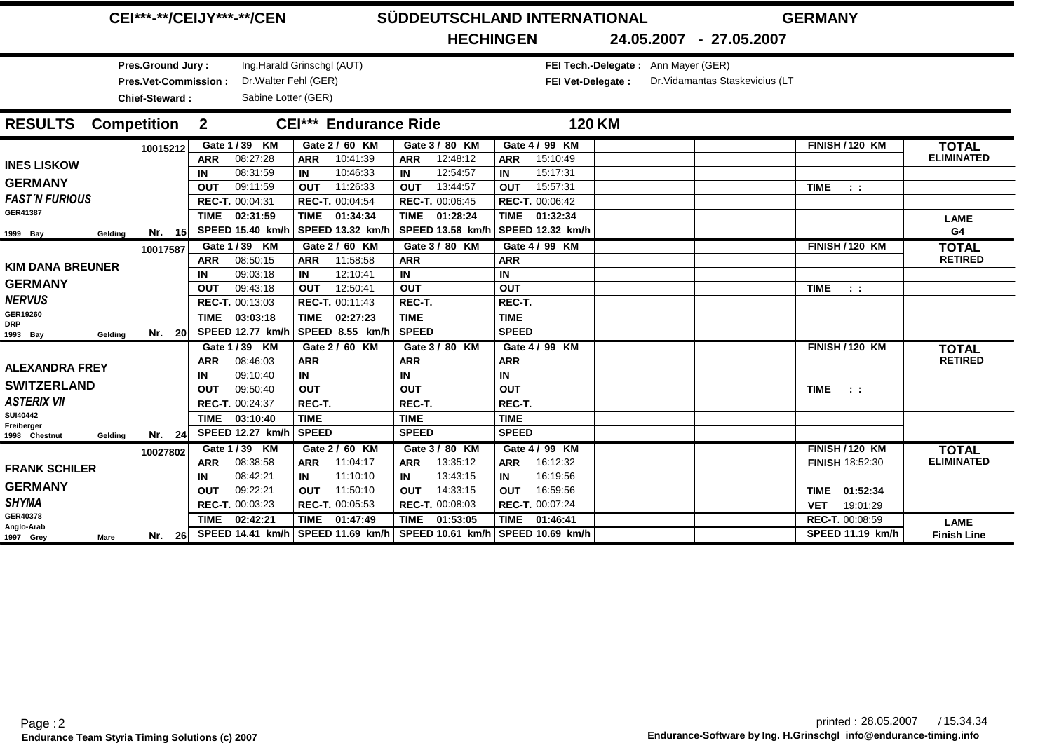# CEI***-**/CEIJY***-**/CEN SÜDDEUTSCHLAND INTERNATIONAL GERMANY

**HECHINGEN 24.05.2007 - 27.05.2007**

**Pres.Ground Jury :** Ing.Harald Grinschgl (AUT)
**Pres.Vet-Commission :** Dr.Walter Fehl (GER)
**Chief-Steward :** Sabine Lotter (GER)

**FEI Tech.-Delegate :** Ann Mayer (GER)
**FEI Vet-Delegate :** Dr.Vidamantas Staskevicius (LT

## RESULTS Competition 2 CEI*** Endurance Ride 120 KM

| Rider / Horse | Gate 1 / 39 KM | Gate 2 / 60 KM | Gate 3 / 80 KM | Gate 4 / 99 KM | | | FINISH / 120 KM | TOTAL |
|---|---|---|---|---|---|---|---|---|
| 10015212 | ARR 08:27:28 | ARR 10:41:39 | ARR 12:48:12 | ARR 15:10:49 | | | | ELIMINATED |
| INES LISKOW | IN 08:31:59 | IN 10:46:33 | IN 12:54:57 | IN 15:17:31 | | | | |
| GERMANY | OUT 09:11:59 | OUT 11:26:33 | OUT 13:44:57 | OUT 15:57:31 | | | TIME : : | |
| *FAST´N FURIOUS* | REC-T. 00:04:31 | REC-T. 00:04:54 | REC-T. 00:06:45 | REC-T. 00:06:42 | | | | |
| GER41387 | TIME 02:31:59 | TIME 01:34:34 | TIME 01:28:24 | TIME 01:32:34 | | | | LAME |
| 1999 Bay Gelding Nr. 15 | SPEED 15.40 km/h | SPEED 13.32 km/h | SPEED 13.58 km/h | SPEED 12.32 km/h | | | | G4 |
| 10017587 | ARR 08:50:15 | ARR 11:58:58 | ARR | ARR | | | | RETIRED |
| KIM DANA BREUNER | IN 09:03:18 | IN 12:10:41 | IN | IN | | | | |
| GERMANY | OUT 09:43:18 | OUT 12:50:41 | OUT | OUT | | | TIME : : | |
| *NERVUS* | REC-T. 00:13:03 | REC-T. 00:11:43 | REC-T. | REC-T. | | | | |
| GER19260 DRP | TIME 03:03:18 | TIME 02:27:23 | TIME | TIME | | | | |
| 1993 Bay Gelding Nr. 20 | SPEED 12.77 km/h | SPEED 8.55 km/h | SPEED | SPEED | | | | |
| | ARR 08:46:03 | ARR | ARR | ARR | | | | RETIRED |
| ALEXANDRA FREY | IN 09:10:40 | IN | IN | IN | | | | |
| SWITZERLAND | OUT 09:50:40 | OUT | OUT | OUT | | | TIME : : | |
| *ASTERIX VII* | REC-T. 00:24:37 | REC-T. | REC-T. | REC-T. | | | | |
| SUI40442 Freiberger | TIME 03:10:40 | TIME | TIME | TIME | | | | |
| 1998 Chestnut Gelding Nr. 24 | SPEED 12.27 km/h | SPEED | SPEED | SPEED | | | | |
| 10027802 | ARR 08:38:58 | ARR 11:04:17 | ARR 13:35:12 | ARR 16:12:32 | | | FINISH 18:52:30 | ELIMINATED |
| FRANK SCHILER | IN 08:42:21 | IN 11:10:10 | IN 13:43:15 | IN 16:19:56 | | | | |
| GERMANY | OUT 09:22:21 | OUT 11:50:10 | OUT 14:33:15 | OUT 16:59:56 | | | TIME 01:52:34 | |
| *SHYMA* | REC-T. 00:03:23 | REC-T. 00:05:53 | REC-T. 00:08:03 | REC-T. 00:07:24 | | | VET 19:01:29 | |
| GER40378 Anglo-Arab | TIME 02:42:21 | TIME 01:47:49 | TIME 01:53:05 | TIME 01:46:41 | | | REC-T. 00:08:59 | LAME |
| 1997 Grey Mare Nr. 26 | SPEED 14.41 km/h | SPEED 11.69 km/h | SPEED 10.61 km/h | SPEED 10.69 km/h | | | SPEED 11.19 km/h | Finish Line |

printed : 28.05.2007 / 15.34.34

Endurance Team Styria Timing Solutions (c) 2007

Endurance-Software by Ing. H.Grinschgl info@endurance-timing.info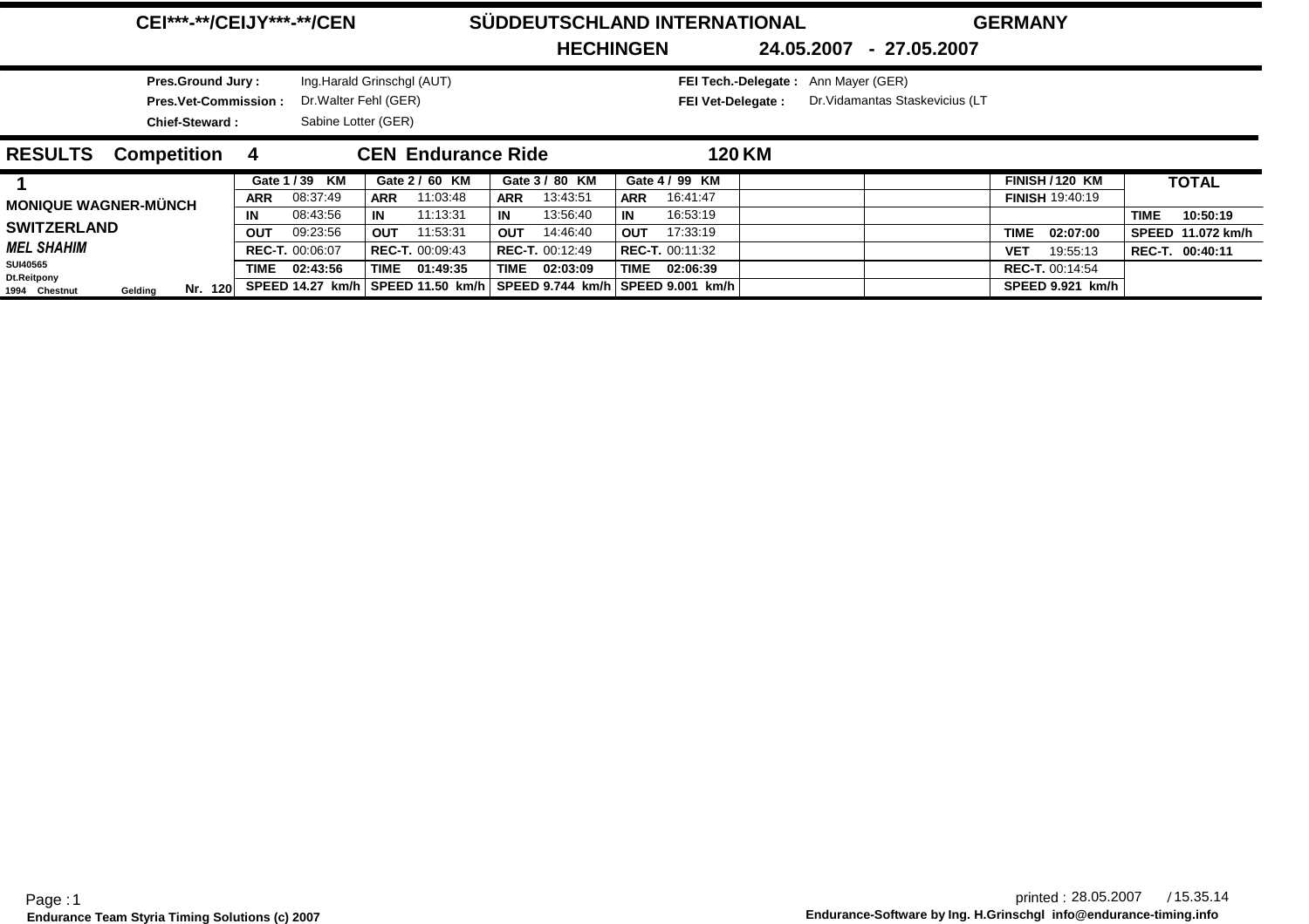# CEI***-**/CEIJY***-**/CEN SÜDDEUTSCHLAND INTERNATIONAL GERMANY

**HECHINGEN 24.05.2007 - 27.05.2007**

| | | | |
|---|---|---|---|
| **Pres.Ground Jury :** | Ing.Harald Grinschgl (AUT) | **FEI Tech.-Delegate :** | Ann Mayer (GER) |
| **Pres.Vet-Commission :** | Dr.Walter Fehl (GER) | **FEI Vet-Delegate :** | Dr.Vidamantas Staskevicius (LT |
| **Chief-Steward :** | Sabine Lotter (GER) | | |

## RESULTS Competition 4 CEN Endurance Ride 120 KM

| Rider | Gate 1 / 39 KM | Gate 2 / 60 KM | Gate 3 / 80 KM | Gate 4 / 99 KM | | | FINISH / 120 KM | TOTAL |
|---|---|---|---|---|---|---|---|---|
| **1** | **ARR** 08:37:49 | **ARR** 11:03:48 | **ARR** 13:43:51 | **ARR** 16:41:47 | | | **FINISH** 19:40:19 | |
| **MONIQUE WAGNER-MÜNCH** | **IN** 08:43:56 | **IN** 11:13:31 | **IN** 13:56:40 | **IN** 16:53:19 | | | | **TIME** 10:50:19 |
| **SWITZERLAND** | **OUT** 09:23:56 | **OUT** 11:53:31 | **OUT** 14:46:40 | **OUT** 17:33:19 | | | **TIME** 02:07:00 | **SPEED** 11.072 km/h |
| ***MEL SHAHIM*** SUI40565 | **REC-T.** 00:06:07 | **REC-T.** 00:09:43 | **REC-T.** 00:12:49 | **REC-T.** 00:11:32 | | | **VET** 19:55:13 | **REC-T.** 00:40:11 |
| Dt.Reitpony | **TIME** 02:43:56 | **TIME** 01:49:35 | **TIME** 02:03:09 | **TIME** 02:06:39 | | | **REC-T.** 00:14:54 | |
| 1994 Chestnut Gelding Nr. 120 | **SPEED** 14.27 km/h | **SPEED** 11.50 km/h | **SPEED** 9.744 km/h | **SPEED** 9.001 km/h | | | **SPEED** 9.921 km/h | |

printed : 28.05.2007 / 15.35.14

Endurance Team Styria Timing Solutions (c) 2007

Endurance-Software by Ing. H.Grinschgl info@endurance-timing.info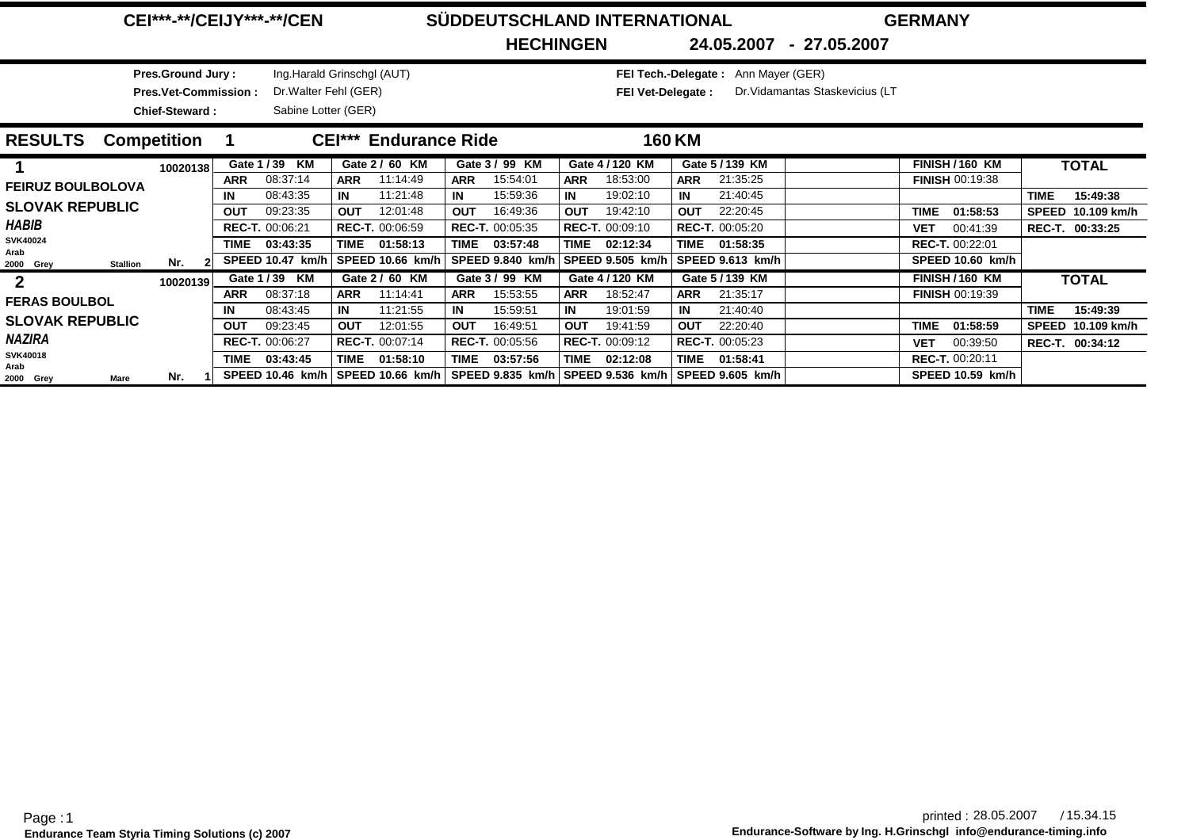# CEI***-**/CEIJY***-**/CEN SÜDDEUTSCHLAND INTERNATIONAL GERMANY

**HECHINGEN 24.05.2007 - 27.05.2007**

**Pres.Ground Jury :** Ing.Harald Grinschgl (AUT)
**Pres.Vet-Commission :** Dr.Walter Fehl (GER)
**Chief-Steward :** Sabine Lotter (GER)

**FEI Tech.-Delegate :** Ann Mayer (GER)
**FEI Vet-Delegate :** Dr.Vidamantas Staskevicius (LT

## RESULTS Competition 1 CEI*** Endurance Ride 160 KM

| Rider | Gate 1 / 39 KM | Gate 2 / 60 KM | Gate 3 / 99 KM | Gate 4 / 120 KM | Gate 5 / 139 KM | | FINISH / 160 KM | TOTAL |
|---|---|---|---|---|---|---|---|---|
| **1** 10020138 | ARR 08:37:14 | ARR 11:14:49 | ARR 15:54:01 | ARR 18:53:00 | ARR 21:35:25 | | FINISH 00:19:38 | |
| FEIRUZ BOULBOLOVA | IN 08:43:35 | IN 11:21:48 | IN 15:59:36 | IN 19:02:10 | IN 21:40:45 | | | TIME 15:49:38 |
| SLOVAK REPUBLIC | OUT 09:23:35 | OUT 12:01:48 | OUT 16:49:36 | OUT 19:42:10 | OUT 22:20:45 | | TIME 01:58:53 | SPEED 10.109 km/h |
| *HABIB* | REC-T. 00:06:21 | REC-T. 00:06:59 | REC-T. 00:05:35 | REC-T. 00:09:10 | REC-T. 00:05:20 | | VET 00:41:39 | REC-T. 00:33:25 |
| SVK40024 Arab | TIME 03:43:35 | TIME 01:58:13 | TIME 03:57:48 | TIME 02:12:34 | TIME 01:58:35 | | REC-T. 00:22:01 | |
| 2000 Grey Stallion Nr. 2 | SPEED 10.47 km/h | SPEED 10.66 km/h | SPEED 9.840 km/h | SPEED 9.505 km/h | SPEED 9.613 km/h | | SPEED 10.60 km/h | |
| **2** 10020139 | ARR 08:37:18 | ARR 11:14:41 | ARR 15:53:55 | ARR 18:52:47 | ARR 21:35:17 | | FINISH 00:19:39 | |
| FERAS BOULBOL | IN 08:43:45 | IN 11:21:55 | IN 15:59:51 | IN 19:01:59 | IN 21:40:40 | | | TIME 15:49:39 |
| SLOVAK REPUBLIC | OUT 09:23:45 | OUT 12:01:55 | OUT 16:49:51 | OUT 19:41:59 | OUT 22:20:40 | | TIME 01:58:59 | SPEED 10.109 km/h |
| *NAZIRA* | REC-T. 00:06:27 | REC-T. 00:07:14 | REC-T. 00:05:56 | REC-T. 00:09:12 | REC-T. 00:05:23 | | VET 00:39:50 | REC-T. 00:34:12 |
| SVK40018 Arab | TIME 03:43:45 | TIME 01:58:10 | TIME 03:57:56 | TIME 02:12:08 | TIME 01:58:41 | | REC-T. 00:20:11 | |
| 2000 Grey Mare Nr. 1 | SPEED 10.46 km/h | SPEED 10.66 km/h | SPEED 9.835 km/h | SPEED 9.536 km/h | SPEED 9.605 km/h | | SPEED 10.59 km/h | |

Endurance Team Styria Timing Solutions (c) 2007

printed : 28.05.2007 / 15.34.15
Endurance-Software by Ing. H.Grinschgl info@endurance-timing.info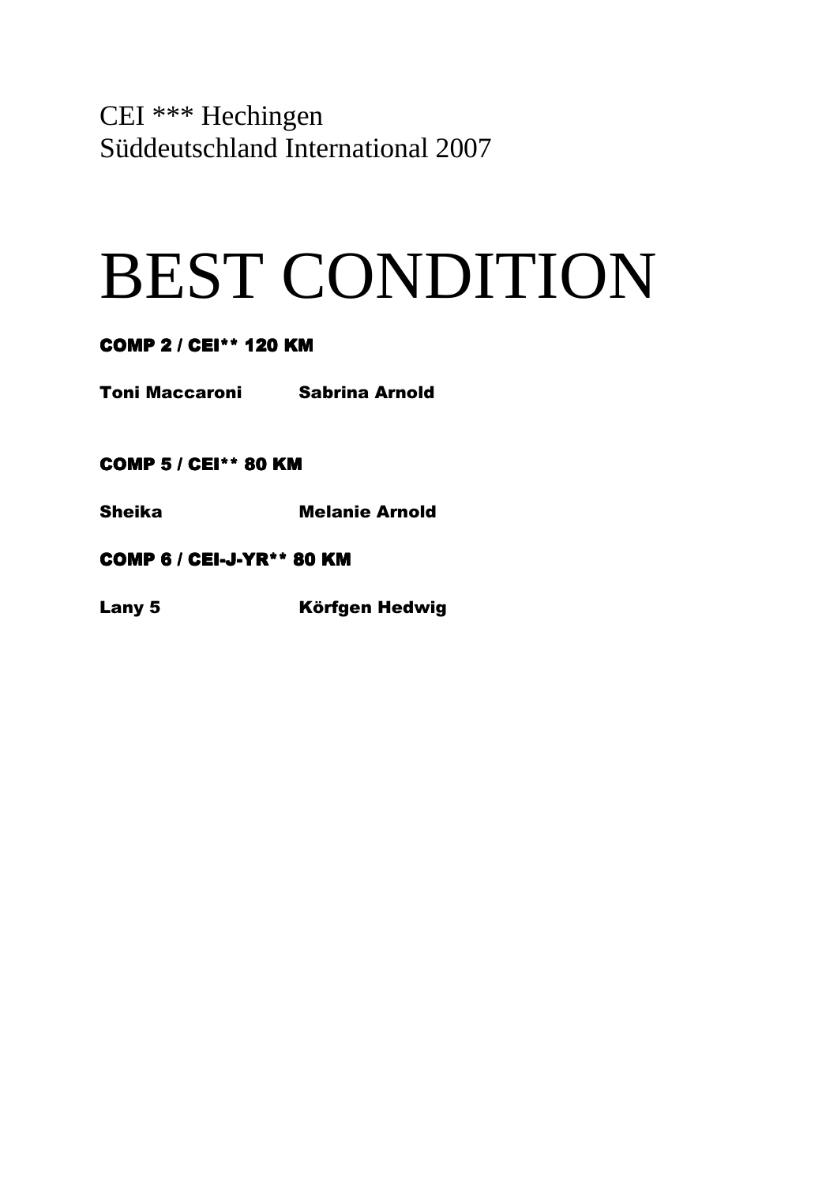CEI *** Hechingen
Süddeutschland International 2007

# BEST CONDITION

**COMP 2 / CEI** 120 KM**

**Toni Maccaroni Sabrina Arnold**

**COMP 5 / CEI** 80 KM**

**Sheika Melanie Arnold**

**COMP 6 / CEI-J-YR** 80 KM**

**Lany 5 Körfgen Hedwig**